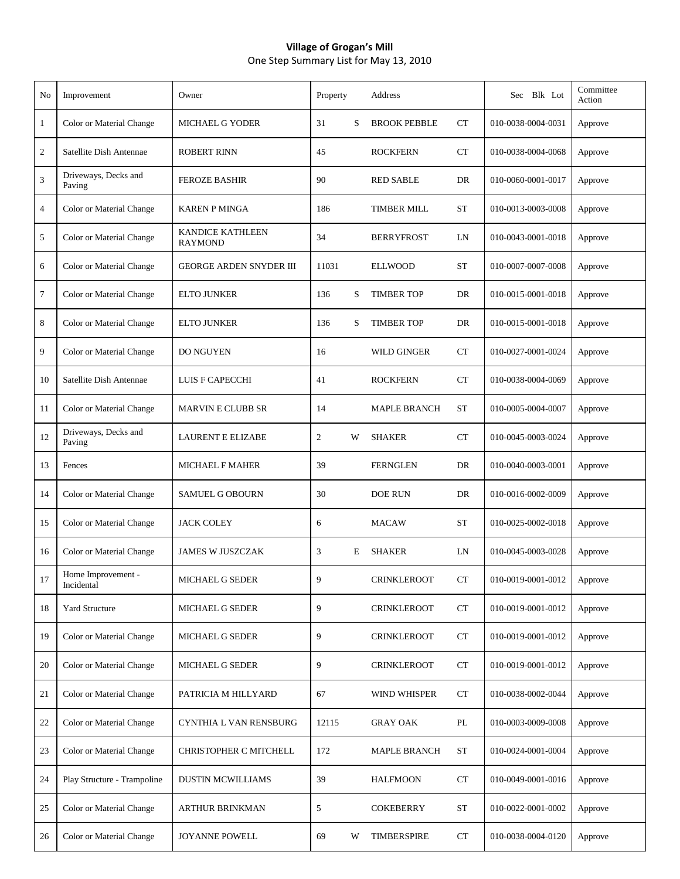**Village of Grogan's Mill**

One Step Summary List for May 13, 2010

| No | Improvement | Owner | Property | | Address | | Sec Blk Lot | Committee Action |
|---|---|---|---|---|---|---|---|---|
| 1 | Color or Material Change | MICHAEL G YODER | 31 | S | BROOK PEBBLE | CT | 010-0038-0004-0031 | Approve |
| 2 | Satellite Dish Antennae | ROBERT RINN | 45 | | ROCKFERN | CT | 010-0038-0004-0068 | Approve |
| 3 | Driveways, Decks and Paving | FEROZE BASHIR | 90 | | RED SABLE | DR | 010-0060-0001-0017 | Approve |
| 4 | Color or Material Change | KAREN P MINGA | 186 | | TIMBER MILL | ST | 010-0013-0003-0008 | Approve |
| 5 | Color or Material Change | KANDICE KATHLEEN RAYMOND | 34 | | BERRYFROST | LN | 010-0043-0001-0018 | Approve |
| 6 | Color or Material Change | GEORGE ARDEN SNYDER III | 11031 | | ELLWOOD | ST | 010-0007-0007-0008 | Approve |
| 7 | Color or Material Change | ELTO JUNKER | 136 | S | TIMBER TOP | DR | 010-0015-0001-0018 | Approve |
| 8 | Color or Material Change | ELTO JUNKER | 136 | S | TIMBER TOP | DR | 010-0015-0001-0018 | Approve |
| 9 | Color or Material Change | DO NGUYEN | 16 | | WILD GINGER | CT | 010-0027-0001-0024 | Approve |
| 10 | Satellite Dish Antennae | LUIS F CAPECCHI | 41 | | ROCKFERN | CT | 010-0038-0004-0069 | Approve |
| 11 | Color or Material Change | MARVIN E CLUBB SR | 14 | | MAPLE BRANCH | ST | 010-0005-0004-0007 | Approve |
| 12 | Driveways, Decks and Paving | LAURENT E ELIZABE | 2 | W | SHAKER | CT | 010-0045-0003-0024 | Approve |
| 13 | Fences | MICHAEL F MAHER | 39 | | FERNGLEN | DR | 010-0040-0003-0001 | Approve |
| 14 | Color or Material Change | SAMUEL G OBOURN | 30 | | DOE RUN | DR | 010-0016-0002-0009 | Approve |
| 15 | Color or Material Change | JACK COLEY | 6 | | MACAW | ST | 010-0025-0002-0018 | Approve |
| 16 | Color or Material Change | JAMES W JUSZCZAK | 3 | E | SHAKER | LN | 010-0045-0003-0028 | Approve |
| 17 | Home Improvement - Incidental | MICHAEL G SEDER | 9 | | CRINKLEROOT | CT | 010-0019-0001-0012 | Approve |
| 18 | Yard Structure | MICHAEL G SEDER | 9 | | CRINKLEROOT | CT | 010-0019-0001-0012 | Approve |
| 19 | Color or Material Change | MICHAEL G SEDER | 9 | | CRINKLEROOT | CT | 010-0019-0001-0012 | Approve |
| 20 | Color or Material Change | MICHAEL G SEDER | 9 | | CRINKLEROOT | CT | 010-0019-0001-0012 | Approve |
| 21 | Color or Material Change | PATRICIA M HILLYARD | 67 | | WIND WHISPER | CT | 010-0038-0002-0044 | Approve |
| 22 | Color or Material Change | CYNTHIA L VAN RENSBURG | 12115 | | GRAY OAK | PL | 010-0003-0009-0008 | Approve |
| 23 | Color or Material Change | CHRISTOPHER C MITCHELL | 172 | | MAPLE BRANCH | ST | 010-0024-0001-0004 | Approve |
| 24 | Play Structure - Trampoline | DUSTIN MCWILLIAMS | 39 | | HALFMOON | CT | 010-0049-0001-0016 | Approve |
| 25 | Color or Material Change | ARTHUR BRINKMAN | 5 | | COKEBERRY | ST | 010-0022-0001-0002 | Approve |
| 26 | Color or Material Change | JOYANNE POWELL | 69 | W | TIMBERSPIRE | CT | 010-0038-0004-0120 | Approve |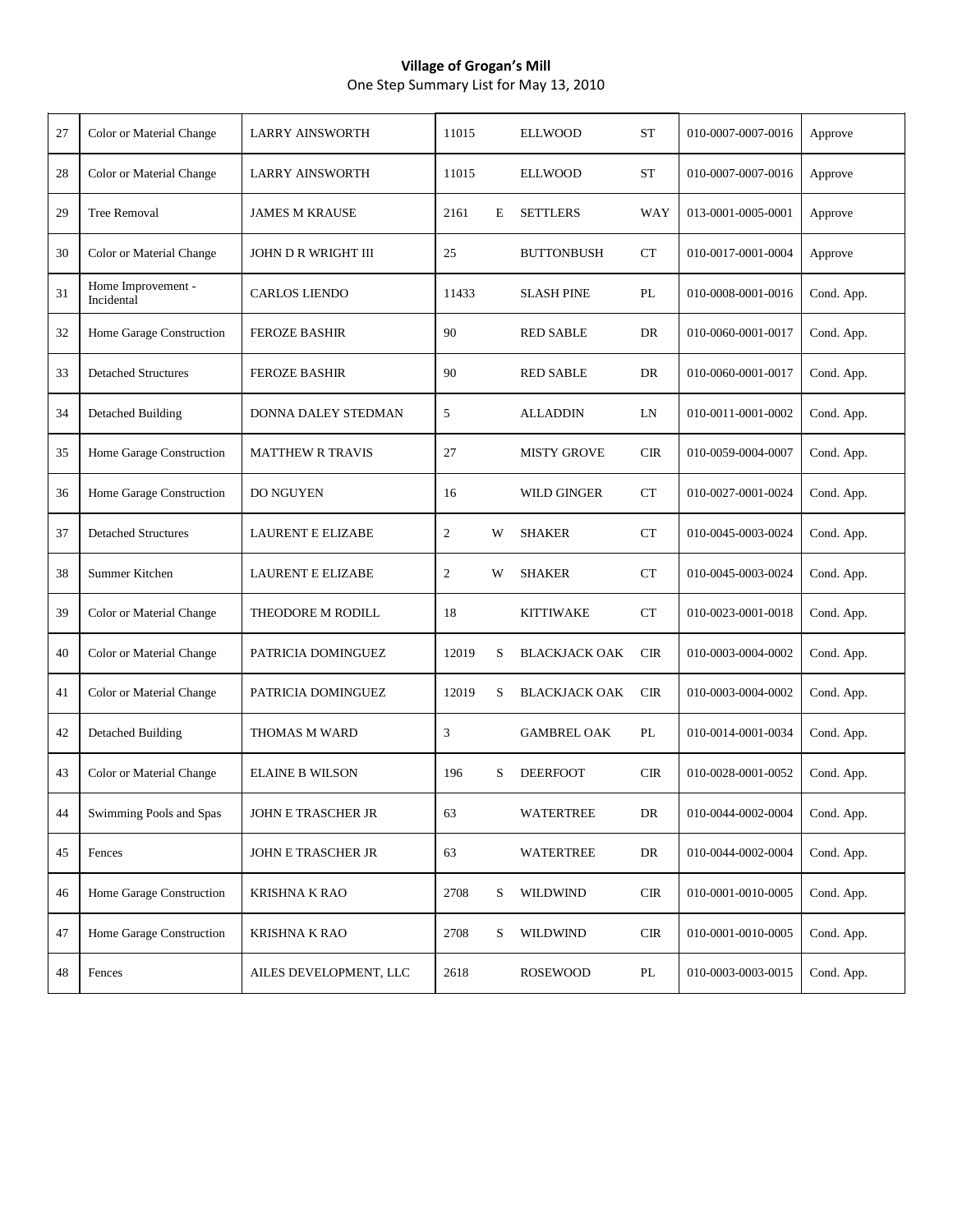**Village of Grogan's Mill**

One Step Summary List for May 13, 2010

| | | | | | | | | |
|---|---|---|---|---|---|---|---|---|
| 27 | Color or Material Change | LARRY AINSWORTH | 11015 | | ELLWOOD | ST | 010-0007-0007-0016 | Approve |
| 28 | Color or Material Change | LARRY AINSWORTH | 11015 | | ELLWOOD | ST | 010-0007-0007-0016 | Approve |
| 29 | Tree Removal | JAMES M KRAUSE | 2161 | E | SETTLERS | WAY | 013-0001-0005-0001 | Approve |
| 30 | Color or Material Change | JOHN D R WRIGHT III | 25 | | BUTTONBUSH | CT | 010-0017-0001-0004 | Approve |
| 31 | Home Improvement - Incidental | CARLOS LIENDO | 11433 | | SLASH PINE | PL | 010-0008-0001-0016 | Cond. App. |
| 32 | Home Garage Construction | FEROZE BASHIR | 90 | | RED SABLE | DR | 010-0060-0001-0017 | Cond. App. |
| 33 | Detached Structures | FEROZE BASHIR | 90 | | RED SABLE | DR | 010-0060-0001-0017 | Cond. App. |
| 34 | Detached Building | DONNA DALEY STEDMAN | 5 | | ALLADDIN | LN | 010-0011-0001-0002 | Cond. App. |
| 35 | Home Garage Construction | MATTHEW R TRAVIS | 27 | | MISTY GROVE | CIR | 010-0059-0004-0007 | Cond. App. |
| 36 | Home Garage Construction | DO NGUYEN | 16 | | WILD GINGER | CT | 010-0027-0001-0024 | Cond. App. |
| 37 | Detached Structures | LAURENT E ELIZABE | 2 | W | SHAKER | CT | 010-0045-0003-0024 | Cond. App. |
| 38 | Summer Kitchen | LAURENT E ELIZABE | 2 | W | SHAKER | CT | 010-0045-0003-0024 | Cond. App. |
| 39 | Color or Material Change | THEODORE M RODILL | 18 | | KITTIWAKE | CT | 010-0023-0001-0018 | Cond. App. |
| 40 | Color or Material Change | PATRICIA DOMINGUEZ | 12019 | S | BLACKJACK OAK | CIR | 010-0003-0004-0002 | Cond. App. |
| 41 | Color or Material Change | PATRICIA DOMINGUEZ | 12019 | S | BLACKJACK OAK | CIR | 010-0003-0004-0002 | Cond. App. |
| 42 | Detached Building | THOMAS M WARD | 3 | | GAMBREL OAK | PL | 010-0014-0001-0034 | Cond. App. |
| 43 | Color or Material Change | ELAINE B WILSON | 196 | S | DEERFOOT | CIR | 010-0028-0001-0052 | Cond. App. |
| 44 | Swimming Pools and Spas | JOHN E TRASCHER JR | 63 | | WATERTREE | DR | 010-0044-0002-0004 | Cond. App. |
| 45 | Fences | JOHN E TRASCHER JR | 63 | | WATERTREE | DR | 010-0044-0002-0004 | Cond. App. |
| 46 | Home Garage Construction | KRISHNA K RAO | 2708 | S | WILDWIND | CIR | 010-0001-0010-0005 | Cond. App. |
| 47 | Home Garage Construction | KRISHNA K RAO | 2708 | S | WILDWIND | CIR | 010-0001-0010-0005 | Cond. App. |
| 48 | Fences | AILES DEVELOPMENT, LLC | 2618 | | ROSEWOOD | PL | 010-0003-0003-0015 | Cond. App. |